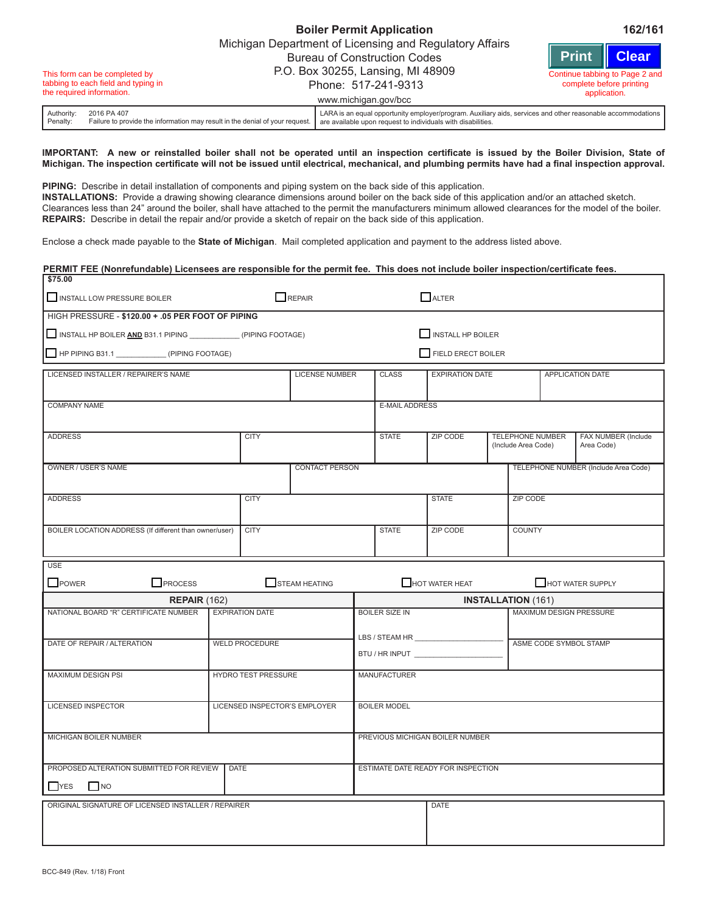# Boiler Permit Application

**162/161**

Michigan Department of Licensing and Regulatory Affairs
Bureau of Construction Codes
P.O. Box 30255, Lansing, MI 48909
Phone: 517-241-9313
www.michigan.gov/bcc

This form can be completed by tabbing to each field and typing in the required information.

Print | Clear

Continue tabbing to Page 2 and complete before printing application.

| | |
|---|---|
| Authority: 2016 PA 407<br>Penalty: Failure to provide the information may result in the denial of your request. | LARA is an equal opportunity employer/program. Auxiliary aids, services and other reasonable accommodations are available upon request to individuals with disabilities. |

**IMPORTANT: A new or reinstalled boiler shall not be operated until an inspection certificate is issued by the Boiler Division, State of Michigan. The inspection certificate will not be issued until electrical, mechanical, and plumbing permits have had a final inspection approval.**

**PIPING:** Describe in detail installation of components and piping system on the back side of this application.
**INSTALLATIONS:** Provide a drawing showing clearance dimensions around boiler on the back side of this application and/or an attached sketch. Clearances less than 24" around the boiler, shall have attached to the permit the manufacturers minimum allowed clearances for the model of the boiler.
**REPAIRS:** Describe in detail the repair and/or provide a sketch of repair on the back side of this application.

Enclose a check made payable to the **State of Michigan**. Mail completed application and payment to the address listed above.

**PERMIT FEE (Nonrefundable) Licensees are responsible for the permit fee. This does not include boiler inspection/certificate fees.**

**$75.00**

☐ INSTALL LOW PRESSURE BOILER ☐ REPAIR ☐ ALTER

HIGH PRESSURE - **$120.00 + .05 PER FOOT OF PIPING**

☐ INSTALL HP BOILER **AND** B31.1 PIPING ____________ (PIPING FOOTAGE) ☐ INSTALL HP BOILER

☐ HP PIPING B31.1 ____________ (PIPING FOOTAGE) ☐ FIELD ERECT BOILER

| LICENSED INSTALLER / REPAIRER'S NAME | LICENSE NUMBER | CLASS | EXPIRATION DATE | APPLICATION DATE |
|---|---|---|---|---|
| | | | | |

| COMPANY NAME | E-MAIL ADDRESS |
|---|---|
| | |

| ADDRESS | CITY | STATE | ZIP CODE | TELEPHONE NUMBER (Include Area Code) | FAX NUMBER (Include Area Code) |
|---|---|---|---|---|---|
| | | | | | |

| OWNER / USER'S NAME | CONTACT PERSON | TELEPHONE NUMBER (Include Area Code) |
|---|---|---|
| | | |

| ADDRESS | CITY | STATE | ZIP CODE |
|---|---|---|---|
| | | | |

| BOILER LOCATION ADDRESS (If different than owner/user) | CITY | STATE | ZIP CODE | COUNTY |
|---|---|---|---|---|
| | | | | |

USE

☐ POWER ☐ PROCESS ☐ STEAM HEATING ☐ HOT WATER HEAT ☐ HOT WATER SUPPLY

| **REPAIR** (162) | | **INSTALLATION** (161) | |
|---|---|---|---|
| NATIONAL BOARD "R" CERTIFICATE NUMBER | EXPIRATION DATE | BOILER SIZE IN<br>LBS / STEAM HR ____________<br>BTU / HR INPUT ____________ | MAXIMUM DESIGN PRESSURE |
| DATE OF REPAIR / ALTERATION | WELD PROCEDURE | | ASME CODE SYMBOL STAMP |
| MAXIMUM DESIGN PSI | HYDRO TEST PRESSURE | MANUFACTURER | |
| LICENSED INSPECTOR | LICENSED INSPECTOR'S EMPLOYER | BOILER MODEL | |
| MICHIGAN BOILER NUMBER | | PREVIOUS MICHIGAN BOILER NUMBER | |
| PROPOSED ALTERATION SUBMITTED FOR REVIEW<br>☐ YES ☐ NO | DATE | ESTIMATE DATE READY FOR INSPECTION | |

| ORIGINAL SIGNATURE OF LICENSED INSTALLER / REPAIRER | DATE |
|---|---|
| | |

BCC-849 (Rev. 1/18) Front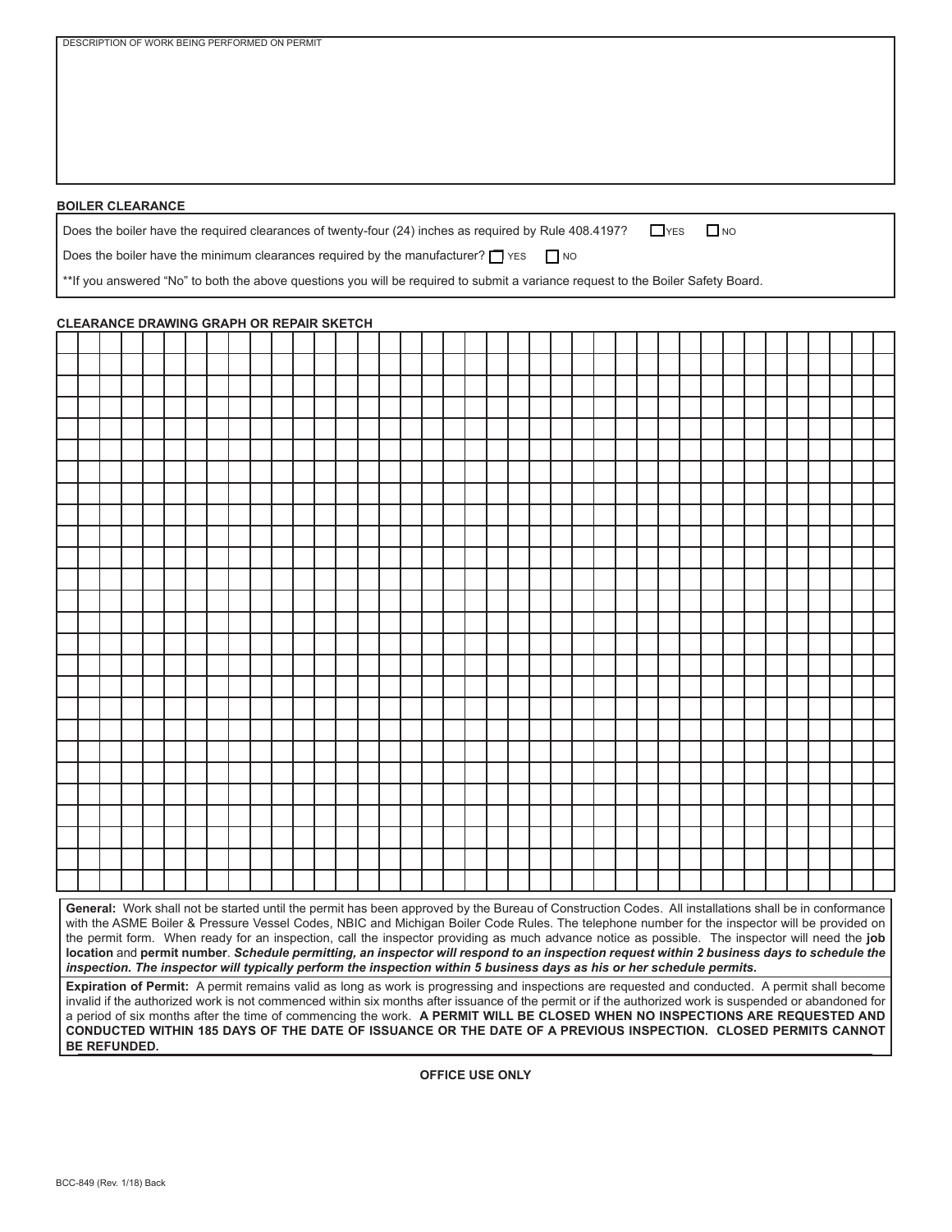DESCRIPTION OF WORK BEING PERFORMED ON PERMIT

**BOILER CLEARANCE**

Does the boiler have the required clearances of twenty-four (24) inches as required by Rule 408.4197? ☐ YES ☐ NO

Does the boiler have the minimum clearances required by the manufacturer? ☐ YES ☐ NO

**If you answered "No" to both the above questions you will be required to submit a variance request to the Boiler Safety Board.

**CLEARANCE DRAWING GRAPH OR REPAIR SKETCH**

**General:** Work shall not be started until the permit has been approved by the Bureau of Construction Codes. All installations shall be in conformance with the ASME Boiler & Pressure Vessel Codes, NBIC and Michigan Boiler Code Rules. The telephone number for the inspector will be provided on the permit form. When ready for an inspection, call the inspector providing as much advance notice as possible. The inspector will need the **job location** and **permit number**. ***Schedule permitting, an inspector will respond to an inspection request within 2 business days to schedule the inspection. The inspector will typically perform the inspection within 5 business days as his or her schedule permits.***

**Expiration of Permit:** A permit remains valid as long as work is progressing and inspections are requested and conducted. A permit shall become invalid if the authorized work is not commenced within six months after issuance of the permit or if the authorized work is suspended or abandoned for a period of six months after the time of commencing the work. **A PERMIT WILL BE CLOSED WHEN NO INSPECTIONS ARE REQUESTED AND CONDUCTED WITHIN 185 DAYS OF THE DATE OF ISSUANCE OR THE DATE OF A PREVIOUS INSPECTION. CLOSED PERMITS CANNOT BE REFUNDED.**

**OFFICE USE ONLY**

BCC-849 (Rev. 1/18) Back